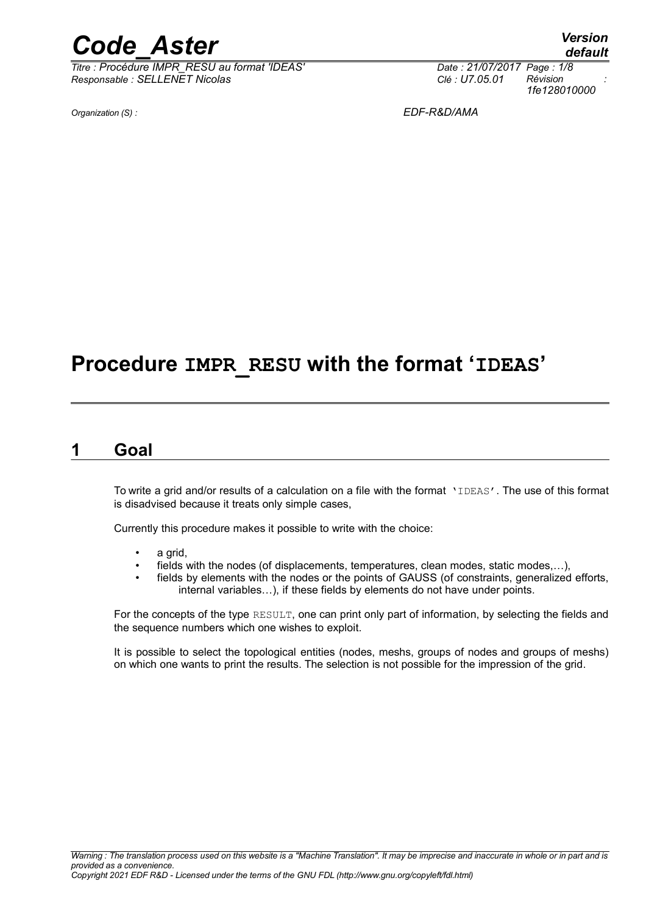Organization (S) : EDF-R&D/AMA

# Procedure IMPR_RESU with the format 'IDEAS'

## 1 Goal

To write a grid and/or results of a calculation on a file with the format 'IDEAS'. The use of this format is disadvised because it treats only simple cases,

Currently this procedure makes it possible to write with the choice:

- a grid,
- fields with the nodes (of displacements, temperatures, clean modes, static modes,…),
- fields by elements with the nodes or the points of GAUSS (of constraints, generalized efforts, internal variables…), if these fields by elements do not have under points.

For the concepts of the type RESULT, one can print only part of information, by selecting the fields and the sequence numbers which one wishes to exploit.

It is possible to select the topological entities (nodes, meshs, groups of nodes and groups of meshs) on which one wants to print the results. The selection is not possible for the impression of the grid.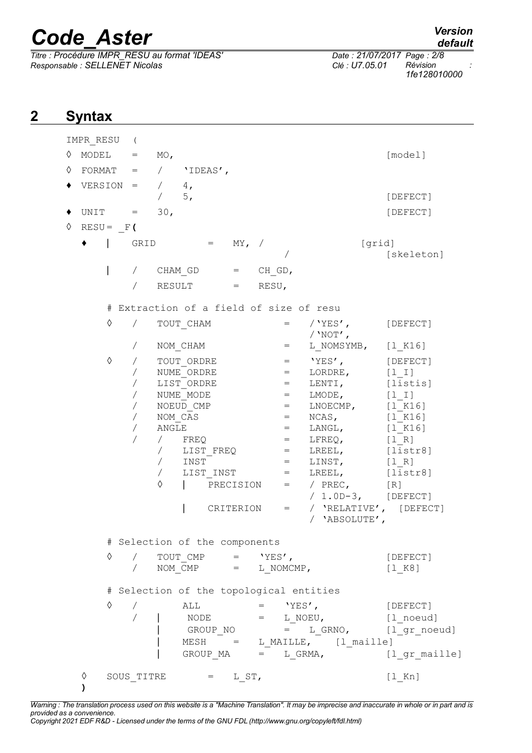## 2 Syntax

```
IMPR_RESU  (
◊ MODEL    =   MO,                                          [model]
◊ FORMAT   =   /   'IDEAS',
♦ VERSION  =   /   4,
               /   5,                                       [DEFECT]
♦ UNIT     =   30,                                          [DEFECT]
◊ RESU= _F(
   ♦   |   GRID          =   MY, /                    [grid]
                                  /                         [skeleton]
       |   /   CHAM_GD       =   CH_GD,
           /   RESULT        =   RESU,

       # Extraction of a field of size of resu
       ◊   /   TOUT_CHAM             =   /'YES',        [DEFECT]
                                         /'NOT',
           /   NOM_CHAM              =   L_NOMSYMB,     [l_K16]
       ◊   /   TOUT_ORDRE            =   'YES',         [DEFECT]
           /   NUME_ORDRE            =   LORDRE,        [l_I]
           /   LIST_ORDRE            =   LENTI,         [listis]
           /   NUME_MODE             =   LMODE,         [l_I]
           /   NOEUD_CMP             =   LNOECMP,       [l_K16]
           /   NOM_CAS               =   NCAS,          [l_K16]
           /   ANGLE                 =   LANGL,         [l_K16]
           /   /   FREQ              =   LFREQ,         [l_R]
               /   LIST_FREQ         =   LREEL,         [listr8]
               /   INST              =   LINST,         [l_R]
               /   LIST_INST         =   LREEL,         [listr8]
               ◊   |   PRECISION     =   / PREC,        [R]
                                         / 1.0D-3,      [DEFECT]
                   |   CRITERION     =   / 'RELATIVE',  [DEFECT]
                                         / 'ABSOLUTE',

       # Selection of the components
       ◊   /   TOUT_CMP    =   'YES',                       [DEFECT]
           /   NOM_CMP     =   L_NOMCMP,                    [l_K8]

       # Selection of the topological entities
       ◊   /       ALL         =   'YES',                   [DEFECT]
           /   |   NODE        =   L_NOEU,                  [l_noeud]
               |   GROUP_NO    =   L_GRNO,                  [l_gr_noeud]
               |   MESH    =   L_MAILLE,    [l_maille]
               |   GROUP_MA    =   L_GRMA,                  [l_gr_maille]

   ◊   SOUS_TITRE      =   L_ST,                            [l_Kn]
)
```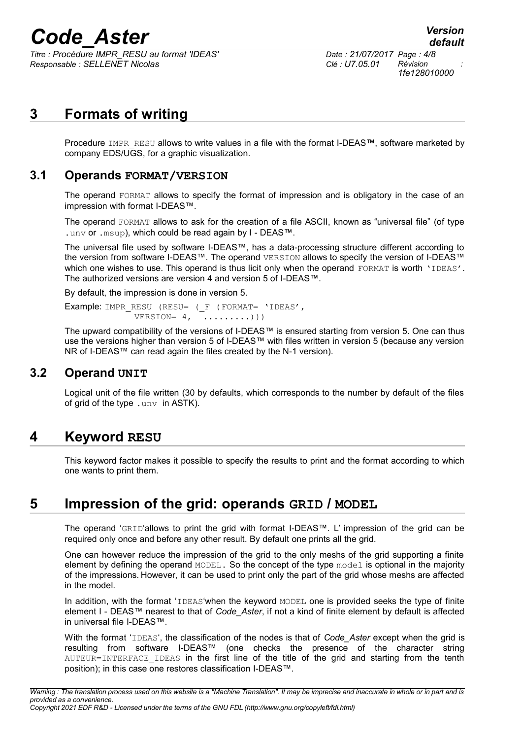# 3 Formats of writing

Procedure IMPR_RESU allows to write values in a file with the format I-DEAS™, software marketed by company EDS/UGS, for a graphic visualization.

## 3.1 Operands FORMAT/VERSION

The operand FORMAT allows to specify the format of impression and is obligatory in the case of an impression with format I-DEAS™.

The operand FORMAT allows to ask for the creation of a file ASCII, known as "universal file" (of type .unv or .msup), which could be read again by I - DEAS™.

The universal file used by software I-DEAS™, has a data-processing structure different according to the version from software I-DEAS™. The operand VERSION allows to specify the version of I-DEAS™ which one wishes to use. This operand is thus licit only when the operand FORMAT is worth 'IDEAS'. The authorized versions are version 4 and version 5 of I-DEAS™.

By default, the impression is done in version 5.

Example:
```
IMPR_RESU (RESU= (_F (FORMAT= 'IDEAS',
           VERSION= 4,  .........)))
```

The upward compatibility of the versions of I-DEAS™ is ensured starting from version 5. One can thus use the versions higher than version 5 of I-DEAS™ with files written in version 5 (because any version NR of I-DEAS™ can read again the files created by the N-1 version).

## 3.2 Operand UNIT

Logical unit of the file written (30 by defaults, which corresponds to the number by default of the files of grid of the type .unv in ASTK).

# 4 Keyword RESU

This keyword factor makes it possible to specify the results to print and the format according to which one wants to print them.

# 5 Impression of the grid: operands GRID / MODEL

The operand 'GRID'allows to print the grid with format I-DEAS™. L' impression of the grid can be required only once and before any other result. By default one prints all the grid.

One can however reduce the impression of the grid to the only meshs of the grid supporting a finite element by defining the operand MODEL. So the concept of the type model is optional in the majority of the impressions. However, it can be used to print only the part of the grid whose meshs are affected in the model.

In addition, with the format 'IDEAS'when the keyword MODEL one is provided seeks the type of finite element I - DEAS™ nearest to that of *Code_Aster*, if not a kind of finite element by default is affected in universal file I-DEAS™.

With the format 'IDEAS', the classification of the nodes is that of *Code_Aster* except when the grid is resulting from software I-DEAS™ (one checks the presence of the character string AUTEUR=INTERFACE_IDEAS in the first line of the title of the grid and starting from the tenth position); in this case one restores classification I-DEAS™.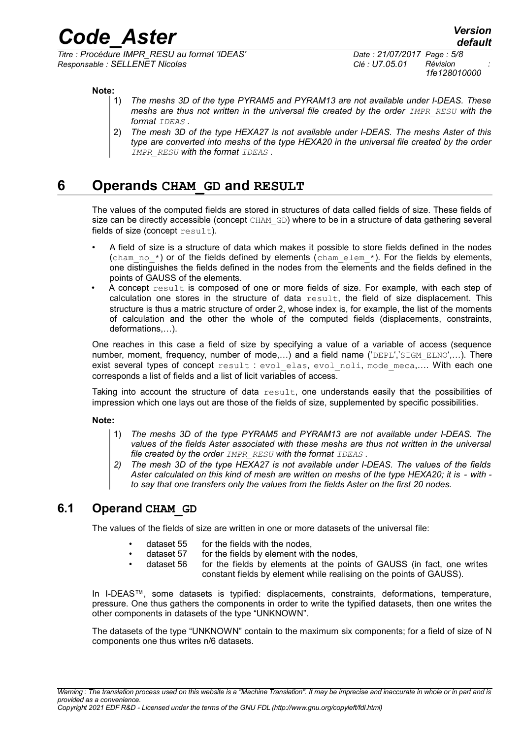**Note:**

1) *The meshs 3D of the type PYRAM5 and PYRAM13 are not available under I-DEAS. These meshs are thus not written in the universal file created by the order `IMPR_RESU` with the format `IDEAS` .*
2) *The mesh 3D of the type HEXA27 is not available under I-DEAS. The meshs Aster of this type are converted into meshs of the type HEXA20 in the universal file created by the order `IMPR_RESU` with the format `IDEAS` .*

# 6 Operands CHAM_GD and RESULT

The values of the computed fields are stored in structures of data called fields of size. These fields of size can be directly accessible (concept `CHAM_GD`) where to be in a structure of data gathering several fields of size (concept `result`).

- A field of size is a structure of data which makes it possible to store fields defined in the nodes (`cham_no_*`) or of the fields defined by elements (`cham_elem_*`). For the fields by elements, one distinguishes the fields defined in the nodes from the elements and the fields defined in the points of GAUSS of the elements.
- A concept `result` is composed of one or more fields of size. For example, with each step of calculation one stores in the structure of data `result`, the field of size displacement. This structure is thus a matric structure of order 2, whose index is, for example, the list of the moments of calculation and the other the whole of the computed fields (displacements, constraints, deformations,…).

One reaches in this case a field of size by specifying a value of a variable of access (sequence number, moment, frequency, number of mode,…) and a field name ('`DEPL`','`SIGM_ELNO`',…). There exist several types of concept `result` : `evol_elas`, `evol_noli`, `mode_meca`,…. With each one corresponds a list of fields and a list of licit variables of access.

Taking into account the structure of data `result`, one understands easily that the possibilities of impression which one lays out are those of the fields of size, supplemented by specific possibilities.

**Note:**

1) *The meshs 3D of the type PYRAM5 and PYRAM13 are not available under I-DEAS. The values of the fields Aster associated with these meshs are thus not written in the universal file created by the order `IMPR_RESU` with the format `IDEAS` .*
2) *The mesh 3D of the type HEXA27 is not available under I-DEAS. The values of the fields Aster calculated on this kind of mesh are written on meshs of the type HEXA20; it is - with - to say that one transfers only the values from the fields Aster on the first 20 nodes.*

## 6.1 Operand CHAM_GD

The values of the fields of size are written in one or more datasets of the universal file:

- dataset 55 for the fields with the nodes,
- dataset 57 for the fields by element with the nodes,
- dataset 56 for the fields by elements at the points of GAUSS (in fact, one writes constant fields by element while realising on the points of GAUSS).

In I-DEAS™, some datasets is typified: displacements, constraints, deformations, temperature, pressure. One thus gathers the components in order to write the typified datasets, then one writes the other components in datasets of the type “UNKNOWN”.

The datasets of the type “UNKNOWN” contain to the maximum six components; for a field of size of N components one thus writes n/6 datasets.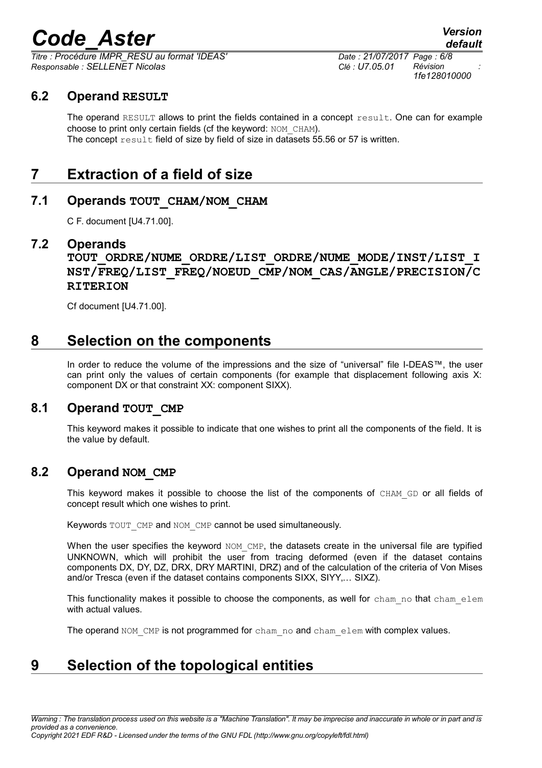### 6.2 Operand RESULT

The operand `RESULT` allows to print the fields contained in a concept `result`. One can for example choose to print only certain fields (cf the keyword: `NOM_CHAM`).
The concept `result` field of size by field of size in datasets 55.56 or 57 is written.

# 7 Extraction of a field of size

## 7.1 Operands TOUT_CHAM/NOM_CHAM

C F. document [U4.71.00].

## 7.2 Operands TOUT_ORDRE/NUME_ORDRE/LIST_ORDRE/NUME_MODE/INST/LIST_INST/FREQ/LIST_FREQ/NOEUD_CMP/NOM_CAS/ANGLE/PRECISION/CRITERION

Cf document [U4.71.00].

# 8 Selection on the components

In order to reduce the volume of the impressions and the size of "universal" file I-DEAS™, the user can print only the values of certain components (for example that displacement following axis X: component DX or that constraint XX: component SIXX).

## 8.1 Operand TOUT_CMP

This keyword makes it possible to indicate that one wishes to print all the components of the field. It is the value by default.

## 8.2 Operand NOM_CMP

This keyword makes it possible to choose the list of the components of `CHAM_GD` or all fields of concept result which one wishes to print.

Keywords `TOUT_CMP` and `NOM_CMP` cannot be used simultaneously.

When the user specifies the keyword `NOM_CMP`, the datasets create in the universal file are typified UNKNOWN, which will prohibit the user from tracing deformed (even if the dataset contains components DX, DY, DZ, DRX, DRY MARTINI, DRZ) and of the calculation of the criteria of Von Mises and/or Tresca (even if the dataset contains components SIXX, SIYY,… SIXZ).

This functionality makes it possible to choose the components, as well for `cham_no` that `cham_elem` with actual values.

The operand `NOM_CMP` is not programmed for `cham_no` and `cham_elem` with complex values.

# 9 Selection of the topological entities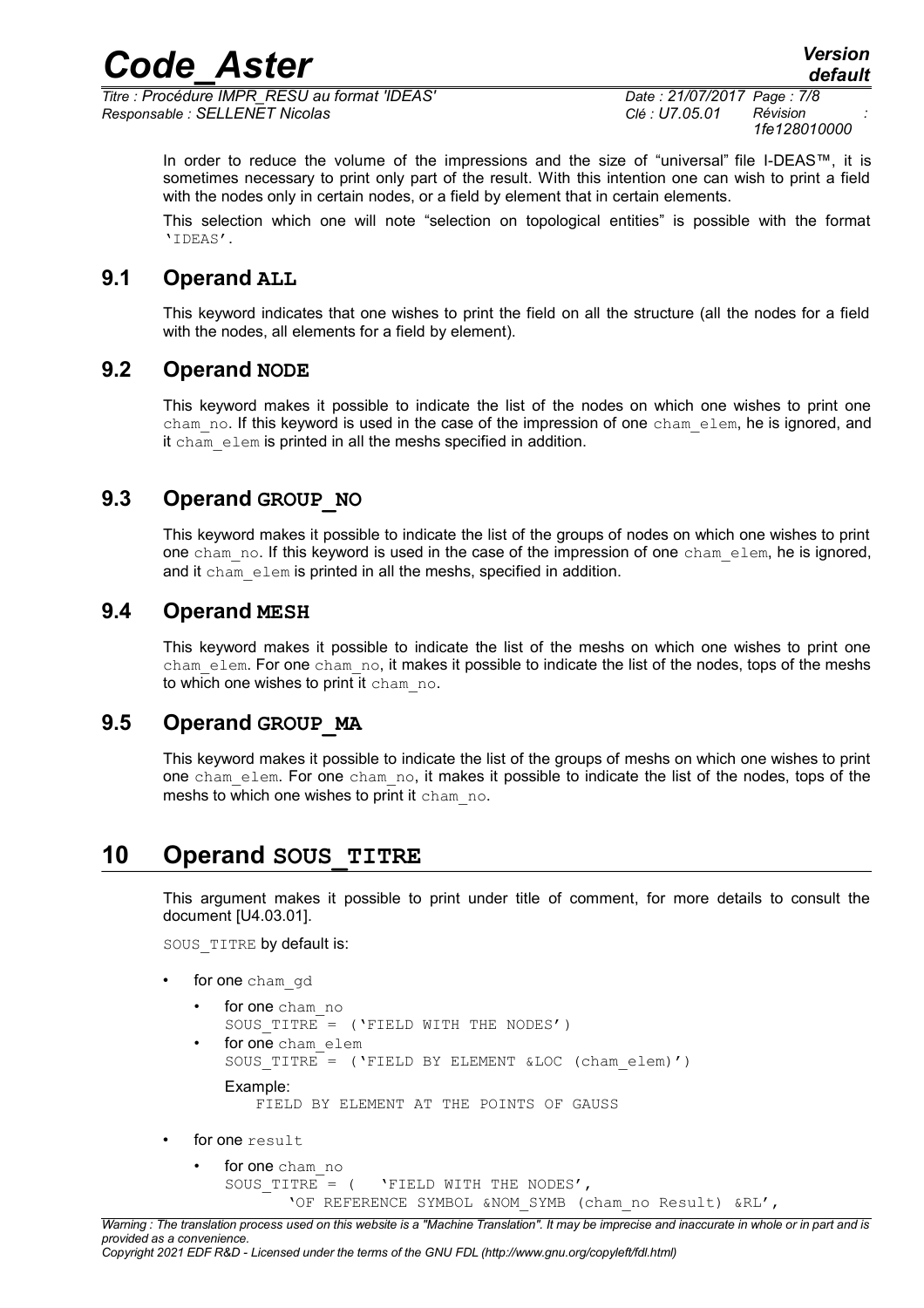In order to reduce the volume of the impressions and the size of "universal" file I-DEAS™, it is sometimes necessary to print only part of the result. With this intention one can wish to print a field with the nodes only in certain nodes, or a field by element that in certain elements.

This selection which one will note "selection on topological entities" is possible with the format 'IDEAS'.

## 9.1 Operand **ALL**

This keyword indicates that one wishes to print the field on all the structure (all the nodes for a field with the nodes, all elements for a field by element).

## 9.2 Operand **NODE**

This keyword makes it possible to indicate the list of the nodes on which one wishes to print one `cham_no`. If this keyword is used in the case of the impression of one `cham_elem`, he is ignored, and it `cham_elem` is printed in all the meshs specified in addition.

## 9.3 Operand **GROUP_NO**

This keyword makes it possible to indicate the list of the groups of nodes on which one wishes to print one `cham_no`. If this keyword is used in the case of the impression of one `cham_elem`, he is ignored, and it `cham_elem` is printed in all the meshs, specified in addition.

## 9.4 Operand **MESH**

This keyword makes it possible to indicate the list of the meshs on which one wishes to print one `cham_elem`. For one `cham_no`, it makes it possible to indicate the list of the nodes, tops of the meshs to which one wishes to print it `cham_no`.

## 9.5 Operand **GROUP_MA**

This keyword makes it possible to indicate the list of the groups of meshs on which one wishes to print one `cham_elem`. For one `cham_no`, it makes it possible to indicate the list of the nodes, tops of the meshs to which one wishes to print it `cham_no`.

# 10 Operand **SOUS_TITRE**

This argument makes it possible to print under title of comment, for more details to consult the document [U4.03.01].

`SOUS_TITRE` by default is:

- for one `cham_gd`
  - for one `cham_no`
    `SOUS_TITRE = ('FIELD WITH THE NODES')`
  - for one `cham_elem`
    `SOUS_TITRE = ('FIELD BY ELEMENT &LOC (cham_elem)')`

    Example:
    `FIELD BY ELEMENT AT THE POINTS OF GAUSS`
- for one `result`
  - for one `cham_no`
    ```
    SOUS_TITRE = (   'FIELD WITH THE NODES',
          'OF REFERENCE SYMBOL &NOM_SYMB (cham_no Result) &RL',
    ```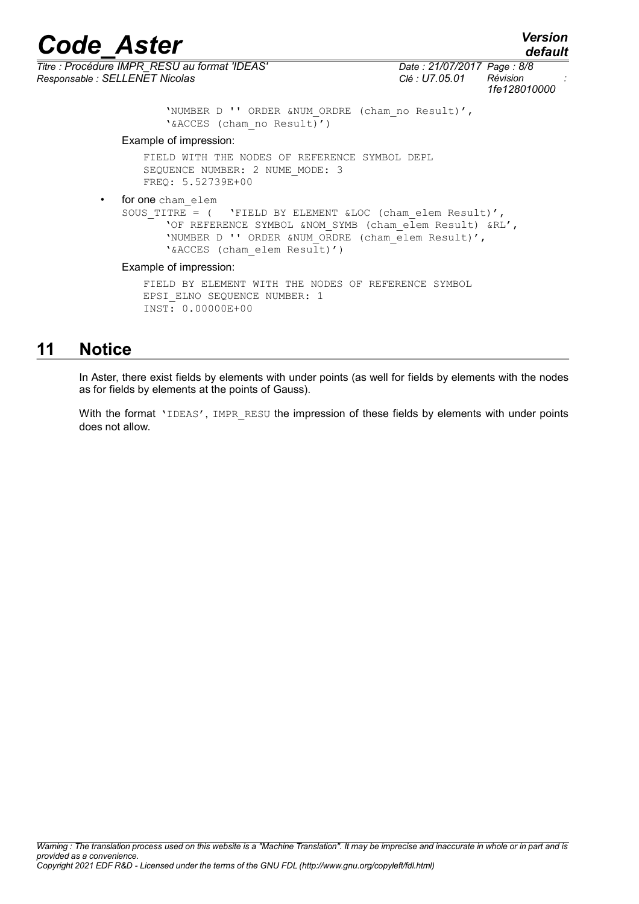```
'NUMBER D '' ORDER &NUM_ORDRE (cham_no Result)',
'&ACCES (cham_no Result)')
```

Example of impression:

```
FIELD WITH THE NODES OF REFERENCE SYMBOL DEPL
SEQUENCE NUMBER: 2 NUME_MODE: 3
FREQ: 5.52739E+00
```

- for one cham_elem

```
SOUS_TITRE = (   'FIELD BY ELEMENT &LOC (cham_elem Result)',
      'OF REFERENCE SYMBOL &NOM_SYMB (cham_elem Result) &RL',
      'NUMBER D '' ORDER &NUM_ORDRE (cham_elem Result)',
      '&ACCES (cham_elem Result)')
```

Example of impression:

```
FIELD BY ELEMENT WITH THE NODES OF REFERENCE SYMBOL
EPSI_ELNO SEQUENCE NUMBER: 1
INST: 0.00000E+00
```

# 11 Notice

In Aster, there exist fields by elements with under points (as well for fields by elements with the nodes as for fields by elements at the points of Gauss).

With the format 'IDEAS', IMPR_RESU the impression of these fields by elements with under points does not allow.